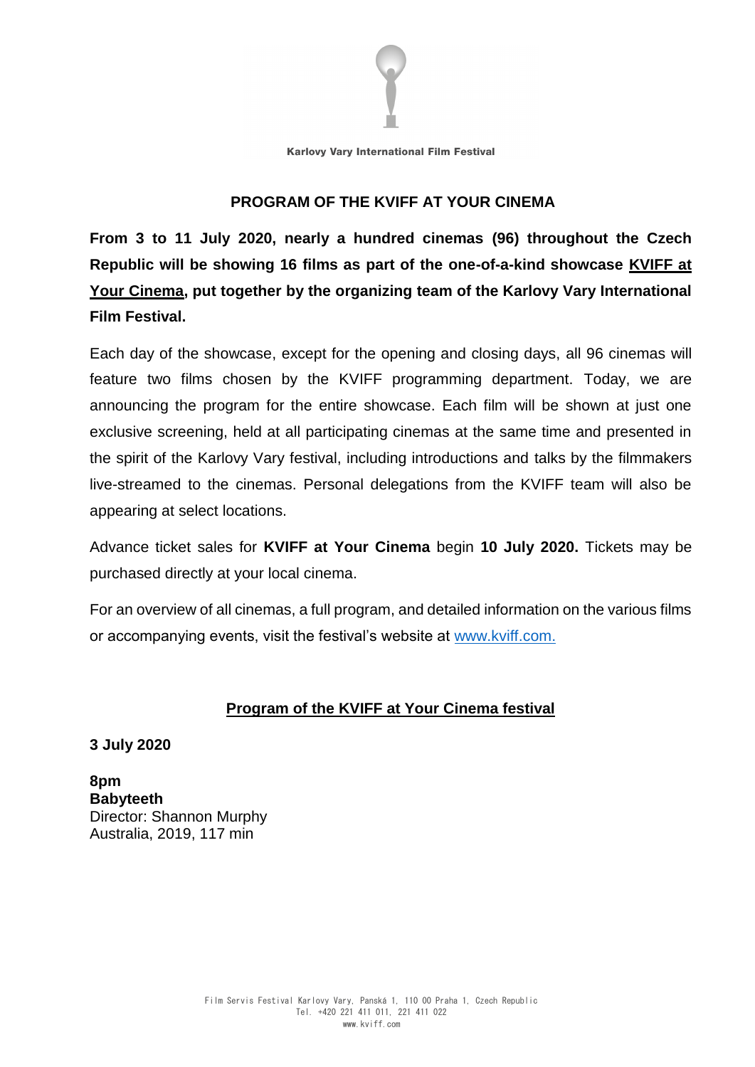Karlovy Vary International Film Festival

## PROGRAM OF THE KVIFF AT YOUR CINEMA

**From 3 to 11 July 2020, nearly a hundred cinemas (96) throughout the Czech Republic will be showing 16 films as part of the one-of-a-kind showcase KVIFF at Your Cinema, put together by the organizing team of the Karlovy Vary International Film Festival.**

Each day of the showcase, except for the opening and closing days, all 96 cinemas will feature two films chosen by the KVIFF programming department. Today, we are announcing the program for the entire showcase. Each film will be shown at just one exclusive screening, held at all participating cinemas at the same time and presented in the spirit of the Karlovy Vary festival, including introductions and talks by the filmmakers live-streamed to the cinemas. Personal delegations from the KVIFF team will also be appearing at select locations.

Advance ticket sales for **KVIFF at Your Cinema** begin **10 July 2020.** Tickets may be purchased directly at your local cinema.

For an overview of all cinemas, a full program, and detailed information on the various films or accompanying events, visit the festival's website at [www.kviff.com.](http://www.kviff.com)

## Program of the KVIFF at Your Cinema festival

**3 July 2020**

**8pm**
**Babyteeth**
Director: Shannon Murphy
Australia, 2019, 117 min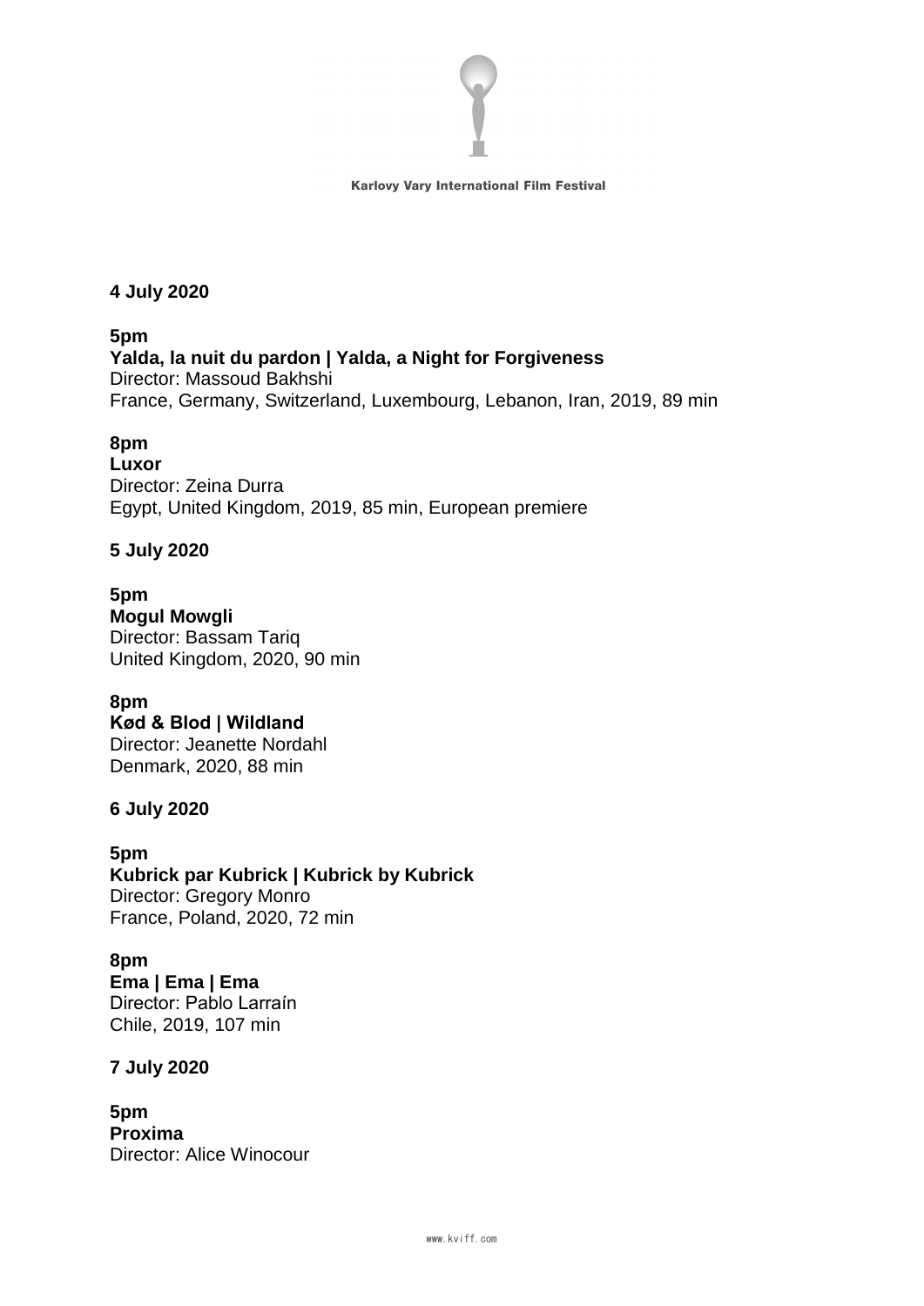**4 July 2020**

**5pm**
**Yalda, la nuit du pardon | Yalda, a Night for Forgiveness**
Director: Massoud Bakhshi
France, Germany, Switzerland, Luxembourg, Lebanon, Iran, 2019, 89 min

**8pm**
**Luxor**
Director: Zeina Durra
Egypt, United Kingdom, 2019, 85 min, European premiere

**5 July 2020**

**5pm**
**Mogul Mowgli**
Director: Bassam Tariq
United Kingdom, 2020, 90 min

**8pm**
**Kød & Blod | Wildland**
Director: Jeanette Nordahl
Denmark, 2020, 88 min

**6 July 2020**

**5pm**
**Kubrick par Kubrick | Kubrick by Kubrick**
Director: Gregory Monro
France, Poland, 2020, 72 min

**8pm**
**Ema | Ema | Ema**
Director: Pablo Larraín
Chile, 2019, 107 min

**7 July 2020**

**5pm**
**Proxima**
Director: Alice Winocour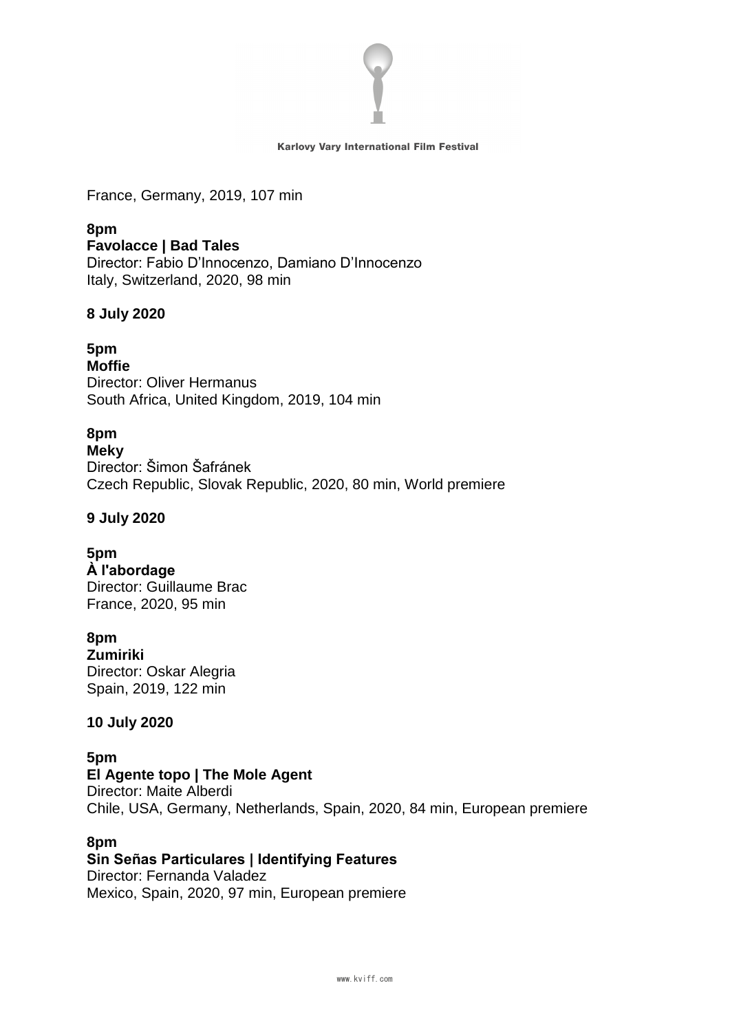France, Germany, 2019, 107 min

**8pm**
**Favolacce | Bad Tales**
Director: Fabio D'Innocenzo, Damiano D'Innocenzo
Italy, Switzerland, 2020, 98 min

**8 July 2020**

**5pm**
**Moffie**
Director: Oliver Hermanus
South Africa, United Kingdom, 2019, 104 min

**8pm**
**Meky**
Director: Šimon Šafránek
Czech Republic, Slovak Republic, 2020, 80 min, World premiere

**9 July 2020**

**5pm**
**À l'abordage**
Director: Guillaume Brac
France, 2020, 95 min

**8pm**
**Zumiriki**
Director: Oskar Alegria
Spain, 2019, 122 min

**10 July 2020**

**5pm**
**El Agente topo | The Mole Agent**
Director: Maite Alberdi
Chile, USA, Germany, Netherlands, Spain, 2020, 84 min, European premiere

**8pm**
**Sin Señas Particulares | Identifying Features**
Director: Fernanda Valadez
Mexico, Spain, 2020, 97 min, European premiere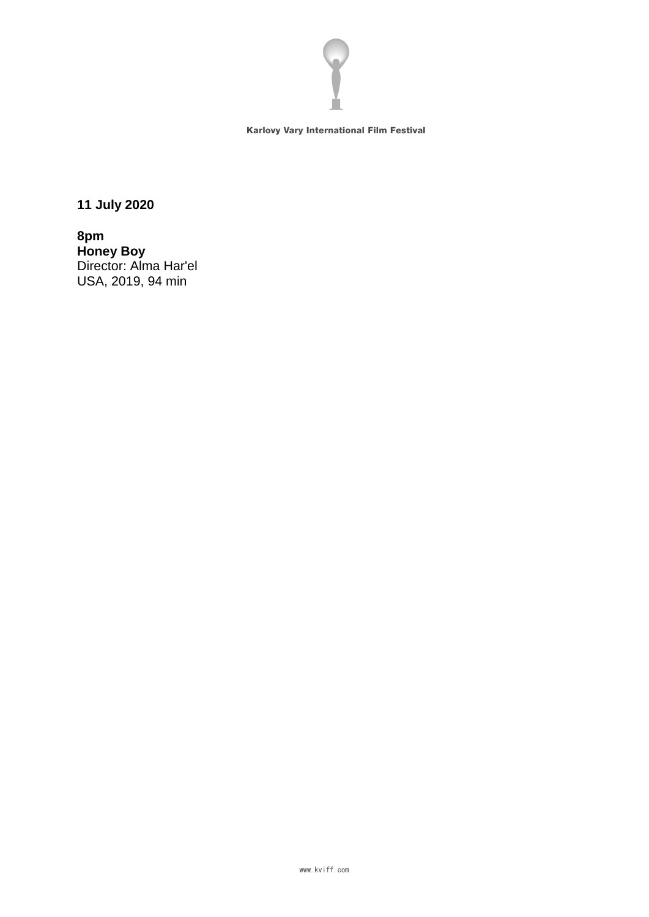Karlovy Vary International Film Festival

**11 July 2020**

**8pm**
**Honey Boy**
Director: Alma Har'el
USA, 2019, 94 min